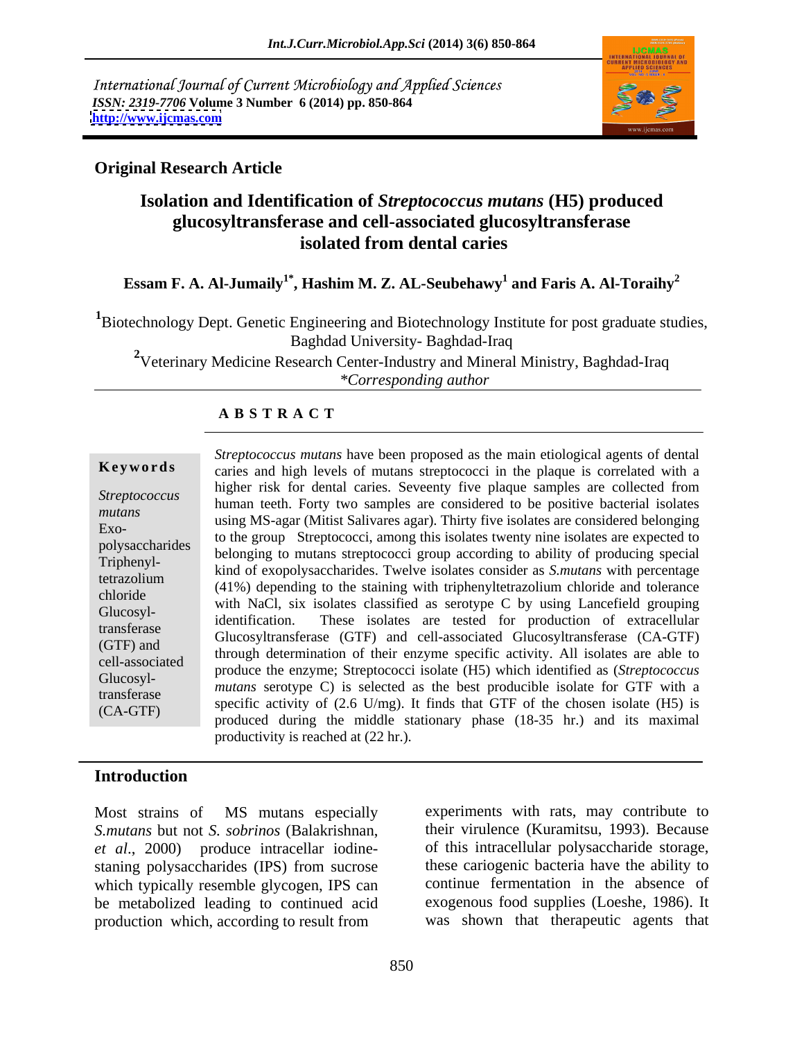International Journal of Current Microbiology and Applied Sciences
*ISSN: 2319-7706* **Volume 3 Number 6 (2014) pp. 850-864**
**http://www.ijcmas.com**

**Original Research Article**

# Isolation and Identification of *Streptococcus mutans* (H5) produced glucosyltransferase and cell-associated glucosyltransferase isolated from dental caries

**Essam F. A. Al-Jumaily[1*], Hashim M. Z. AL-Seubehawy[1] and Faris A. Al-Toraihy[2]**

[1]Biotechnology Dept. Genetic Engineering and Biotechnology Institute for post graduate studies, Baghdad University- Baghdad-Iraq

[2]Veterinary Medicine Research Center-Industry and Mineral Ministry, Baghdad-Iraq

*\*Corresponding author*

## A B S T R A C T

**Keywords**

*Streptococcus mutans*
Exo-polysaccharides
Triphenyl-tetrazolium chloride
Glucosyl-transferase (GTF) and cell-associated Glucosyl-transferase (CA-GTF)

*Streptococcus mutans* have been proposed as the main etiological agents of dental caries and high levels of mutans streptococci in the plaque is correlated with a higher risk for dental caries. Seveenty five plaque samples are collected from human teeth. Forty two samples are considered to be positive bacterial isolates using MS-agar (Mitist Salivares agar). Thirty five isolates are considered belonging to the group Streptococci, among this isolates twenty nine isolates are expected to belonging to mutans streptococci group according to ability of producing special kind of exopolysaccharides. Twelve isolates consider as *S.mutans* with percentage (41%) depending to the staining with triphenyltetrazolium chloride and tolerance with NaCl, six isolates classified as serotype C by using Lancefield grouping identification. These isolates are tested for production of extracellular Glucosyltransferase (GTF) and cell-associated Glucosyltransferase (CA-GTF) through determination of their enzyme specific activity. All isolates are able to produce the enzyme; Streptococci isolate (H5) which identified as (*Streptococcus mutans* serotype C) is selected as the best producible isolate for GTF with a specific activity of (2.6 U/mg). It finds that GTF of the chosen isolate (H5) is produced during the middle stationary phase (18-35 hr.) and its maximal productivity is reached at (22 hr.).

## Introduction

Most strains of MS mutans especially *S.mutans* but not *S. sobrinos* (Balakrishnan, *et al*., 2000) produce intracellar iodine-staning polysaccharides (IPS) from sucrose which typically resemble glycogen, IPS can be metabolized leading to continued acid production which, according to result from experiments with rats, may contribute to their virulence (Kuramitsu, 1993). Because of this intracellular polysaccharide storage, these cariogenic bacteria have the ability to continue fermentation in the absence of exogenous food supplies (Loeshe, 1986). It was shown that therapeutic agents that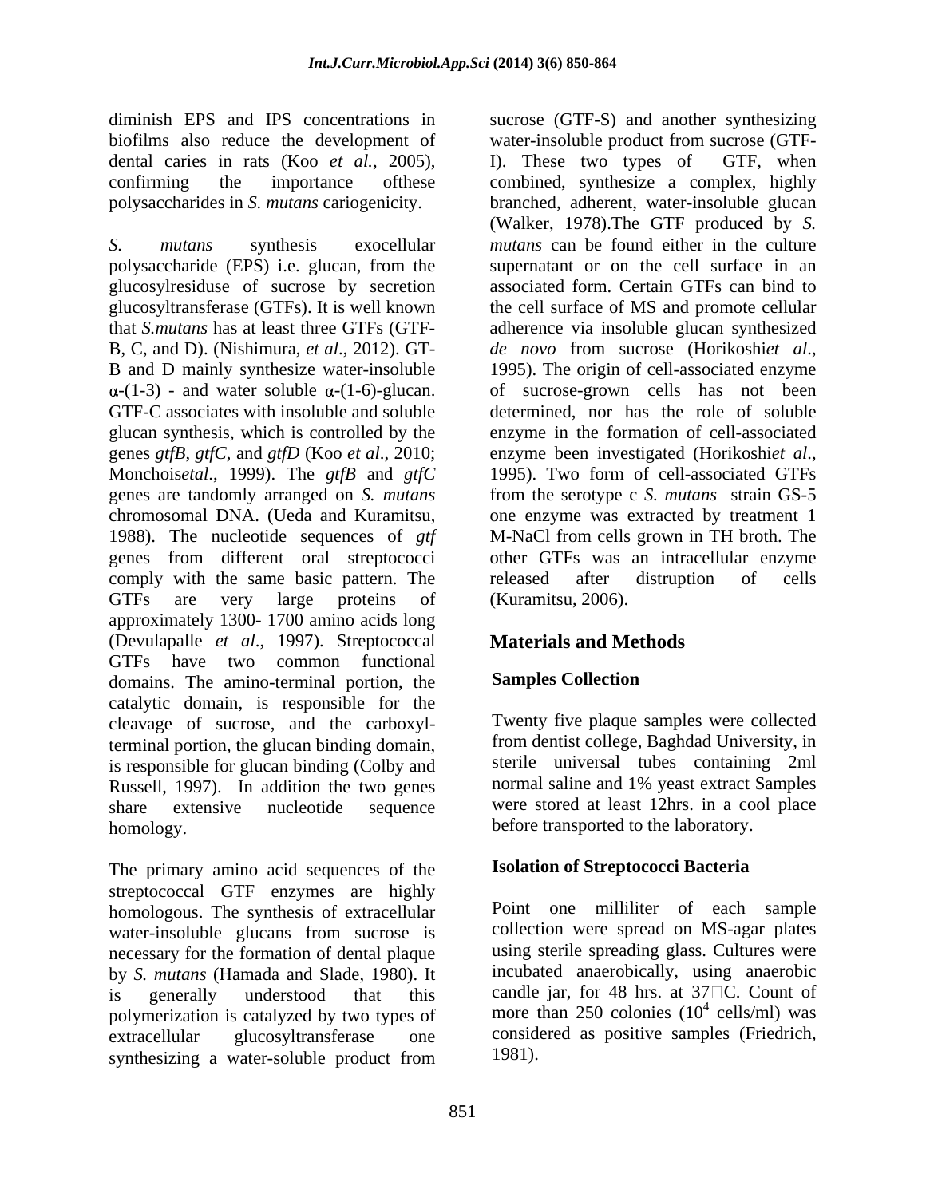diminish EPS and IPS concentrations in biofilms also reduce the development of dental caries in rats (Koo *et al.*, 2005), confirming the importance ofthese polysaccharides in *S. mutans* cariogenicity.

*S. mutans* synthesis exocellular polysaccharide (EPS) i.e. glucan, from the glucosylresiduse of sucrose by secretion glucosyltransferase (GTFs). It is well known that *S.mutans* has at least three GTFs (GTF-B, C, and D). (Nishimura, *et al*., 2012). GT-B and D mainly synthesize water-insoluble α-(1-3) - and water soluble α-(1-6)-glucan. GTF-C associates with insoluble and soluble glucan synthesis, which is controlled by the genes *gtfB*, *gtfC*, and *gtfD* (Koo *et al*., 2010; Monchois*etal*., 1999). The *gtfB* and *gtfC* genes are tandomly arranged on *S. mutans* chromosomal DNA. (Ueda and Kuramitsu, 1988). The nucleotide sequences of *gtf* genes from different oral streptococci comply with the same basic pattern. The GTFs are very large proteins of approximately 1300- 1700 amino acids long (Devulapalle *et al*., 1997). Streptococcal GTFs have two common functional domains. The amino-terminal portion, the catalytic domain, is responsible for the cleavage of sucrose, and the carboxyl-terminal portion, the glucan binding domain, is responsible for glucan binding (Colby and Russell, 1997). In addition the two genes share extensive nucleotide sequence homology.

The primary amino acid sequences of the streptococcal GTF enzymes are highly homologous. The synthesis of extracellular water-insoluble glucans from sucrose is necessary for the formation of dental plaque by *S. mutans* (Hamada and Slade, 1980). It is generally understood that this polymerization is catalyzed by two types of extracellular glucosyltransferase one synthesizing a water-soluble product from sucrose (GTF-S) and another synthesizing water-insoluble product from sucrose (GTF-I). These two types of GTF, when combined, synthesize a complex, highly branched, adherent, water-insoluble glucan (Walker, 1978).The GTF produced by *S. mutans* can be found either in the culture supernatant or on the cell surface in an associated form. Certain GTFs can bind to the cell surface of MS and promote cellular adherence via insoluble glucan synthesized *de novo* from sucrose (Horikoshi*et al*., 1995). The origin of cell-associated enzyme of sucrose-grown cells has not been determined, nor has the role of soluble enzyme in the formation of cell-associated enzyme been investigated (Horikoshi*et al*., 1995). Two form of cell-associated GTFs from the serotype c *S. mutans* strain GS-5 one enzyme was extracted by treatment 1 M-NaCl from cells grown in TH broth. The other GTFs was an intracellular enzyme released after distruption of cells (Kuramitsu, 2006).

## Materials and Methods

### Samples Collection

Twenty five plaque samples were collected from dentist college, Baghdad University, in sterile universal tubes containing 2ml normal saline and 1% yeast extract Samples were stored at least 12hrs. in a cool place before transported to the laboratory.

### Isolation of Streptococci Bacteria

Point one milliliter of each sample collection were spread on MS-agar plates using sterile spreading glass. Cultures were incubated anaerobically, using anaerobic candle jar, for 48 hrs. at 37°C. Count of more than 250 colonies ($10^4$ cells/ml) was considered as positive samples (Friedrich, 1981).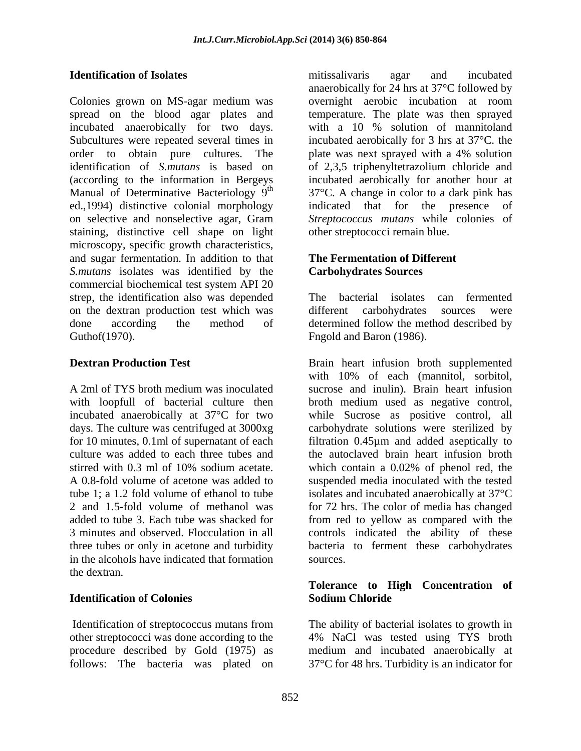**Identification of Isolates**

Colonies grown on MS-agar medium was spread on the blood agar plates and incubated anaerobically for two days. Subcultures were repeated several times in order to obtain pure cultures. The identification of *S.mutans* is based on (according to the information in Bergeys Manual of Determinative Bacteriology 9th ed.,1994) distinctive colonial morphology on selective and nonselective agar, Gram staining, distinctive cell shape on light microscopy, specific growth characteristics, and sugar fermentation. In addition to that *S.mutans* isolates was identified by the commercial biochemical test system API 20 strep, the identification also was depended on the dextran production test which was done according the method of Guthof(1970).

**Dextran Production Test**

A 2ml of TYS broth medium was inoculated with loopfull of bacterial culture then incubated anaerobically at 37°C for two days. The culture was centrifuged at 3000xg for 10 minutes, 0.1ml of supernatant of each culture was added to each three tubes and stirred with 0.3 ml of 10% sodium acetate. A 0.8-fold volume of acetone was added to tube 1; a 1.2 fold volume of ethanol to tube 2 and 1.5-fold volume of methanol was added to tube 3. Each tube was shacked for 3 minutes and observed. Flocculation in all three tubes or only in acetone and turbidity in the alcohols have indicated that formation the dextran.

**Identification of Colonies**

Identification of streptococcus mutans from other streptococci was done according to the procedure described by Gold (1975) as follows: The bacteria was plated on mitissalivaris agar and incubated anaerobically for 24 hrs at 37°C followed by overnight aerobic incubation at room temperature. The plate was then sprayed with a 10 % solution of mannitoland incubated aerobically for 3 hrs at 37°C. the plate was next sprayed with a 4% solution of 2,3,5 triphenyltetrazolium chloride and incubated aerobically for another hour at 37°C. A change in color to a dark pink has indicated that for the presence of *Streptococcus mutans* while colonies of other streptococci remain blue.

**The Fermentation of Different Carbohydrates Sources**

The bacterial isolates can fermented different carbohydrates sources were determined follow the method described by Fngold and Baron (1986).

Brain heart infusion broth supplemented with 10% of each (mannitol, sorbitol, sucrose and inulin). Brain heart infusion broth medium used as negative control, while Sucrose as positive control, all carbohydrate solutions were sterilized by filtration 0.45µm and added aseptically to the autoclaved brain heart infusion broth which contain a 0.02% of phenol red, the suspended media inoculated with the tested isolates and incubated anaerobically at 37°C for 72 hrs. The color of media has changed from red to yellow as compared with the controls indicated the ability of these bacteria to ferment these carbohydrates sources.

**Tolerance to High Concentration of Sodium Chloride**

The ability of bacterial isolates to growth in 4% NaCl was tested using TYS broth medium and incubated anaerobically at 37°C for 48 hrs. Turbidity is an indicator for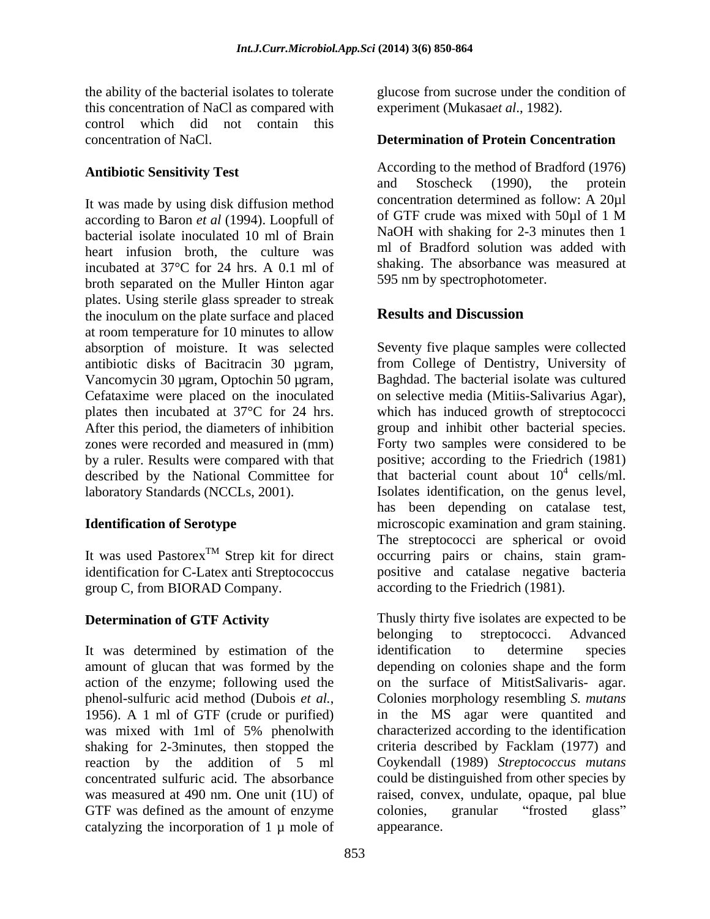the ability of the bacterial isolates to tolerate this concentration of NaCl as compared with control which did not contain this concentration of NaCl.

### Antibiotic Sensitivity Test

It was made by using disk diffusion method according to Baron *et al* (1994). Loopfull of bacterial isolate inoculated 10 ml of Brain heart infusion broth, the culture was incubated at 37°C for 24 hrs. A 0.1 ml of broth separated on the Muller Hinton agar plates. Using sterile glass spreader to streak the inoculum on the plate surface and placed at room temperature for 10 minutes to allow absorption of moisture. It was selected antibiotic disks of Bacitracin 30 µgram, Vancomycin 30 µgram, Optochin 50 µgram, Cefataxime were placed on the inoculated plates then incubated at 37°C for 24 hrs. After this period, the diameters of inhibition zones were recorded and measured in (mm) by a ruler. Results were compared with that described by the National Committee for laboratory Standards (NCCLs, 2001).

### Identification of Serotype

It was used Pastorex™ Strep kit for direct identification for C-Latex anti Streptococcus group C, from BIORAD Company.

### Determination of GTF Activity

It was determined by estimation of the amount of glucan that was formed by the action of the enzyme; following used the phenol-sulfuric acid method (Dubois *et al.*, 1956). A 1 ml of GTF (crude or purified) was mixed with 1ml of 5% phenolwith shaking for 2-3minutes, then stopped the reaction by the addition of 5 ml concentrated sulfuric acid. The absorbance was measured at 490 nm. One unit (1U) of GTF was defined as the amount of enzyme catalyzing the incorporation of 1 µ mole of glucose from sucrose under the condition of experiment (Mukasa*et al*., 1982).

### Determination of Protein Concentration

According to the method of Bradford (1976) and Stoscheck (1990), the protein concentration determined as follow: A 20µl of GTF crude was mixed with 50µl of 1 M NaOH with shaking for 2-3 minutes then 1 ml of Bradford solution was added with shaking. The absorbance was measured at 595 nm by spectrophotometer.

## Results and Discussion

Seventy five plaque samples were collected from College of Dentistry, University of Baghdad. The bacterial isolate was cultured on selective media (Mitiis-Salivarius Agar), which has induced growth of streptococci group and inhibit other bacterial species. Forty two samples were considered to be positive; according to the Friedrich (1981) that bacterial count about $10^4$ cells/ml. Isolates identification, on the genus level, has been depending on catalase test, microscopic examination and gram staining. The streptococci are spherical or ovoid occurring pairs or chains, stain gram-positive and catalase negative bacteria according to the Friedrich (1981).

Thusly thirty five isolates are expected to be belonging to streptococci. Advanced identification to determine species depending on colonies shape and the form on the surface of MitistSalivaris- agar. Colonies morphology resembling *S. mutans* in the MS agar were quantited and characterized according to the identification criteria described by Facklam (1977) and Coykendall (1989) *Streptococcus mutans* could be distinguished from other species by raised, convex, undulate, opaque, pal blue colonies, granular "frosted glass" appearance.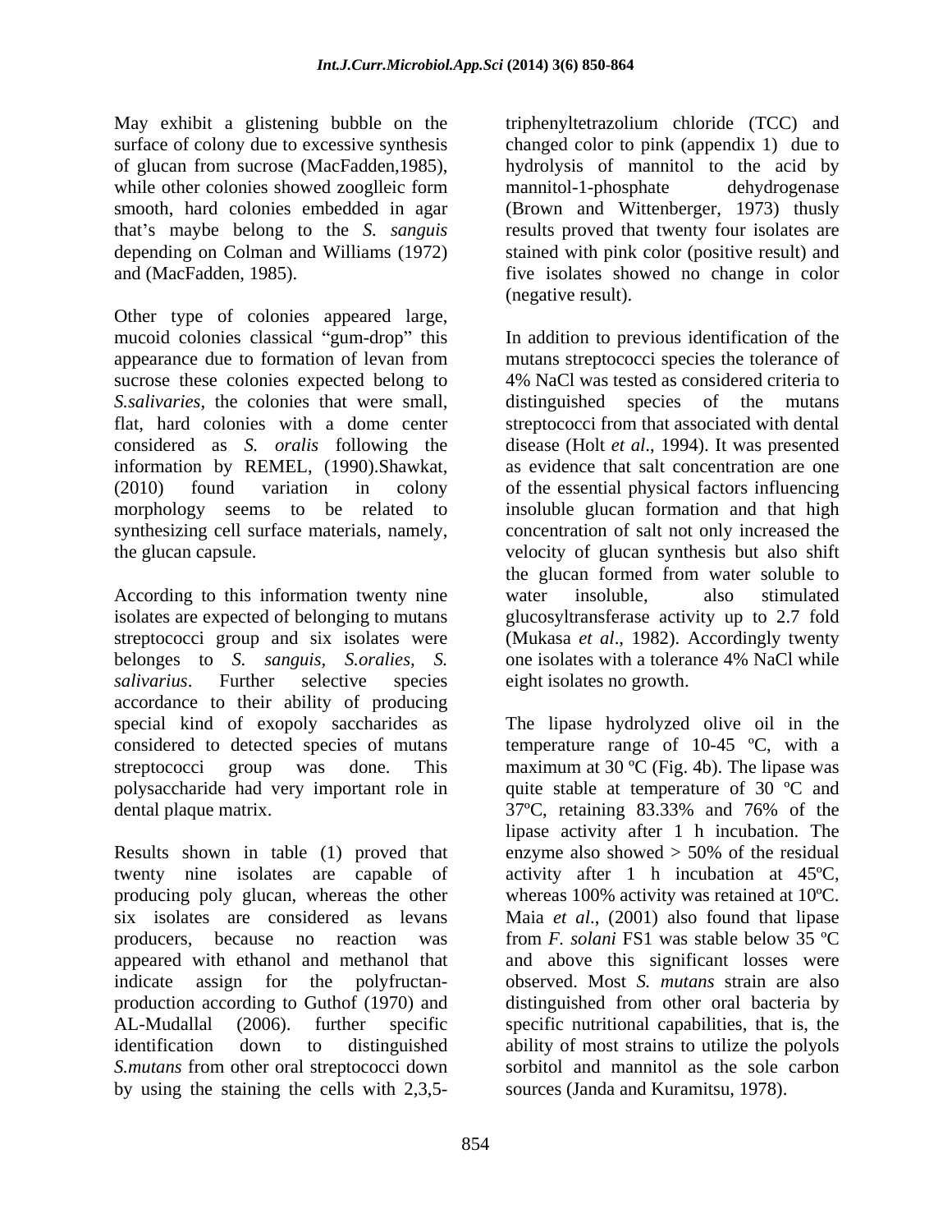May exhibit a glistening bubble on the surface of colony due to excessive synthesis of glucan from sucrose (MacFadden,1985), while other colonies showed zooglleic form smooth, hard colonies embedded in agar that's maybe belong to the *S. sanguis* depending on Colman and Williams (1972) and (MacFadden, 1985).

Other type of colonies appeared large, mucoid colonies classical "gum-drop" this appearance due to formation of levan from sucrose these colonies expected belong to *S.salivaries*, the colonies that were small, flat, hard colonies with a dome center considered as *S. oralis* following the information by REMEL, (1990).Shawkat, (2010) found variation in colony morphology seems to be related to synthesizing cell surface materials, namely, the glucan capsule.

According to this information twenty nine isolates are expected of belonging to mutans streptococci group and six isolates were belonges to *S. sanguis, S.oralies, S. salivarius*. Further selective species accordance to their ability of producing special kind of exopoly saccharides as considered to detected species of mutans streptococci group was done. This polysaccharide had very important role in dental plaque matrix.

Results shown in table (1) proved that twenty nine isolates are capable of producing poly glucan, whereas the other six isolates are considered as levans producers, because no reaction was appeared with ethanol and methanol that indicate assign for the polyfructan-production according to Guthof (1970) and AL-Mudallal (2006). further specific identification down to distinguished *S.mutans* from other oral streptococci down by using the staining the cells with 2,3,5-triphenyltetrazolium chloride (TCC) and changed color to pink (appendix 1) due to hydrolysis of mannitol to the acid by mannitol-1-phosphate dehydrogenase (Brown and Wittenberger, 1973) thusly results proved that twenty four isolates are stained with pink color (positive result) and five isolates showed no change in color (negative result).

In addition to previous identification of the mutans streptococci species the tolerance of 4% NaCl was tested as considered criteria to distinguished species of the mutans streptococci from that associated with dental disease (Holt *et al*., 1994). It was presented as evidence that salt concentration are one of the essential physical factors influencing insoluble glucan formation and that high concentration of salt not only increased the velocity of glucan synthesis but also shift the glucan formed from water soluble to water insoluble, also stimulated glucosyltransferase activity up to 2.7 fold (Mukasa *et al*., 1982). Accordingly twenty one isolates with a tolerance 4% NaCl while eight isolates no growth.

The lipase hydrolyzed olive oil in the temperature range of 10-45 ºC, with a maximum at 30 ºC (Fig. 4b). The lipase was quite stable at temperature of 30 ºC and 37ºC, retaining 83.33% and 76% of the lipase activity after 1 h incubation. The enzyme also showed > 50% of the residual activity after 1 h incubation at 45ºC, whereas 100% activity was retained at 10ºC. Maia *et al*., (2001) also found that lipase from *F. solani* FS1 was stable below 35 ºC and above this significant losses were observed. Most *S. mutans* strain are also distinguished from other oral bacteria by specific nutritional capabilities, that is, the ability of most strains to utilize the polyols sorbitol and mannitol as the sole carbon sources (Janda and Kuramitsu, 1978).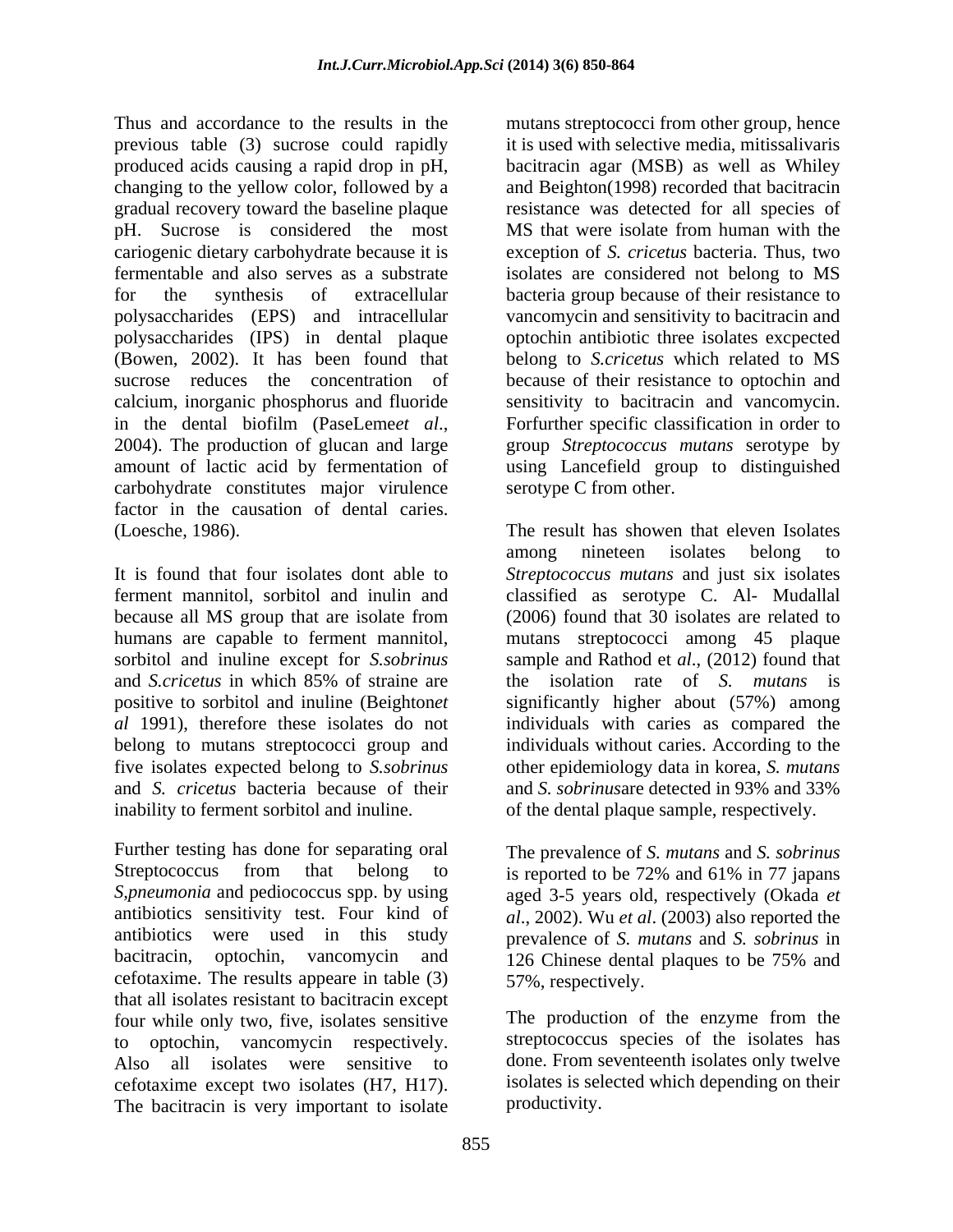Thus and accordance to the results in the previous table (3) sucrose could rapidly produced acids causing a rapid drop in pH, changing to the yellow color, followed by a gradual recovery toward the baseline plaque pH. Sucrose is considered the most cariogenic dietary carbohydrate because it is fermentable and also serves as a substrate for the synthesis of extracellular polysaccharides (EPS) and intracellular polysaccharides (IPS) in dental plaque (Bowen, 2002). It has been found that sucrose reduces the concentration of calcium, inorganic phosphorus and fluoride in the dental biofilm (PaseLeme*et al*., 2004). The production of glucan and large amount of lactic acid by fermentation of carbohydrate constitutes major virulence factor in the causation of dental caries. (Loesche, 1986).

It is found that four isolates dont able to ferment mannitol, sorbitol and inulin and because all MS group that are isolate from humans are capable to ferment mannitol, sorbitol and inuline except for *S.sobrinus* and *S.cricetus* in which 85% of straine are positive to sorbitol and inuline (Beighton*et al* 1991), therefore these isolates do not belong to mutans streptococci group and five isolates expected belong to *S.sobrinus* and *S. cricetus* bacteria because of their inability to ferment sorbitol and inuline.

Further testing has done for separating oral Streptococcus from that belong to *S,pneumonia* and pediococcus spp. by using antibiotics sensitivity test. Four kind of antibiotics were used in this study bacitracin, optochin, vancomycin and cefotaxime. The results appeare in table (3) that all isolates resistant to bacitracin except four while only two, five, isolates sensitive to optochin, vancomycin respectively. Also all isolates were sensitive to cefotaxime except two isolates (H7, H17). The bacitracin is very important to isolate mutans streptococci from other group, hence it is used with selective media, mitissalivaris bacitracin agar (MSB) as well as Whiley and Beighton(1998) recorded that bacitracin resistance was detected for all species of MS that were isolate from human with the exception of *S. cricetus* bacteria. Thus, two isolates are considered not belong to MS bacteria group because of their resistance to vancomycin and sensitivity to bacitracin and optochin antibiotic three isolates excpected belong to *S.cricetus* which related to MS because of their resistance to optochin and sensitivity to bacitracin and vancomycin. Forfurther specific classification in order to group *Streptococcus mutans* serotype by using Lancefield group to distinguished serotype C from other.

The result has showen that eleven Isolates among nineteen isolates belong to *Streptococcus mutans* and just six isolates classified as serotype C. Al- Mudallal (2006) found that 30 isolates are related to mutans streptococci among 45 plaque sample and Rathod et *al*., (2012) found that the isolation rate of *S. mutans* is significantly higher about (57%) among individuals with caries as compared the individuals without caries. According to the other epidemiology data in korea, *S. mutans* and *S. sobrinus*are detected in 93% and 33% of the dental plaque sample, respectively.

The prevalence of *S. mutans* and *S. sobrinus* is reported to be 72% and 61% in 77 japans aged 3-5 years old, respectively (Okada *et al*., 2002). Wu *et al*. (2003) also reported the prevalence of *S. mutans* and *S. sobrinus* in 126 Chinese dental plaques to be 75% and 57%, respectively.

The production of the enzyme from the streptococcus species of the isolates has done. From seventeenth isolates only twelve isolates is selected which depending on their productivity.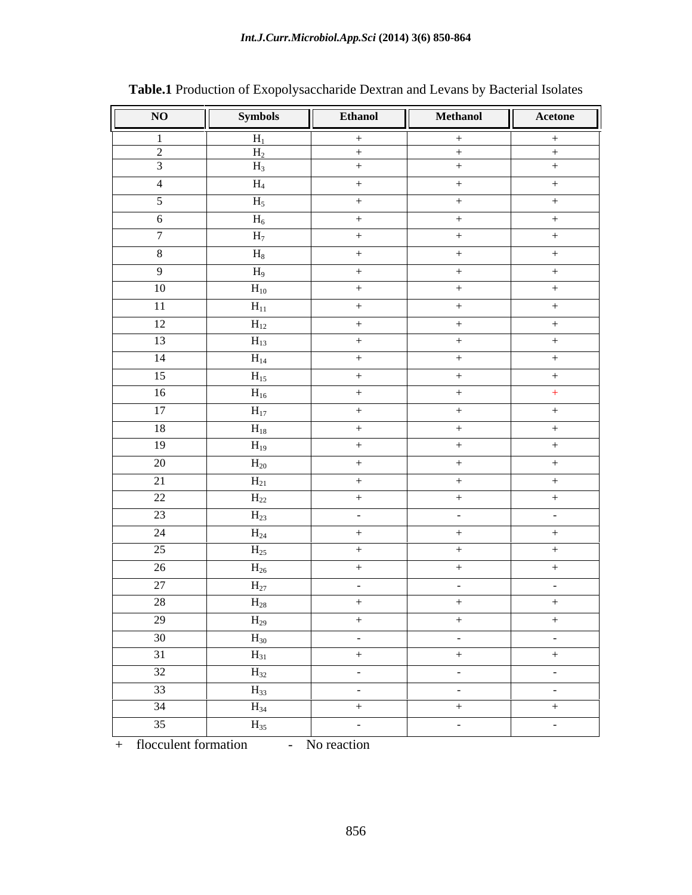**Table.1** Production of Exopolysaccharide Dextran and Levans by Bacterial Isolates

| NO | Symbols | Ethanol | Methanol | Acetone |
|---|---|---|---|---|
| 1 | $H_1$ | + | + | + |
| 2 | $H_2$ | + | + | + |
| 3 | $H_3$ | + | + | + |
| 4 | $H_4$ | + | + | + |
| 5 | $H_5$ | + | + | + |
| 6 | $H_6$ | + | + | + |
| 7 | $H_7$ | + | + | + |
| 8 | $H_8$ | + | + | + |
| 9 | $H_9$ | + | + | + |
| 10 | $H_{10}$ | + | + | + |
| 11 | $H_{11}$ | + | + | + |
| 12 | $H_{12}$ | + | + | + |
| 13 | $H_{13}$ | + | + | + |
| 14 | $H_{14}$ | + | + | + |
| 15 | $H_{15}$ | + | + | + |
| 16 | $H_{16}$ | + | + | + |
| 17 | $H_{17}$ | + | + | + |
| 18 | $H_{18}$ | + | + | + |
| 19 | $H_{19}$ | + | + | + |
| 20 | $H_{20}$ | + | + | + |
| 21 | $H_{21}$ | + | + | + |
| 22 | $H_{22}$ | + | + | + |
| 23 | $H_{23}$ | - | - | - |
| 24 | $H_{24}$ | + | + | + |
| 25 | $H_{25}$ | + | + | + |
| 26 | $H_{26}$ | + | + | + |
| 27 | $H_{27}$ | - | - | - |
| 28 | $H_{28}$ | + | + | + |
| 29 | $H_{29}$ | + | + | + |
| 30 | $H_{30}$ | - | - | - |
| 31 | $H_{31}$ | + | + | + |
| 32 | $H_{32}$ | - | - | - |
| 33 | $H_{33}$ | - | - | - |
| 34 | $H_{34}$ | + | + | + |
| 35 | $H_{35}$ | - | - | - |

+ flocculent formation - No reaction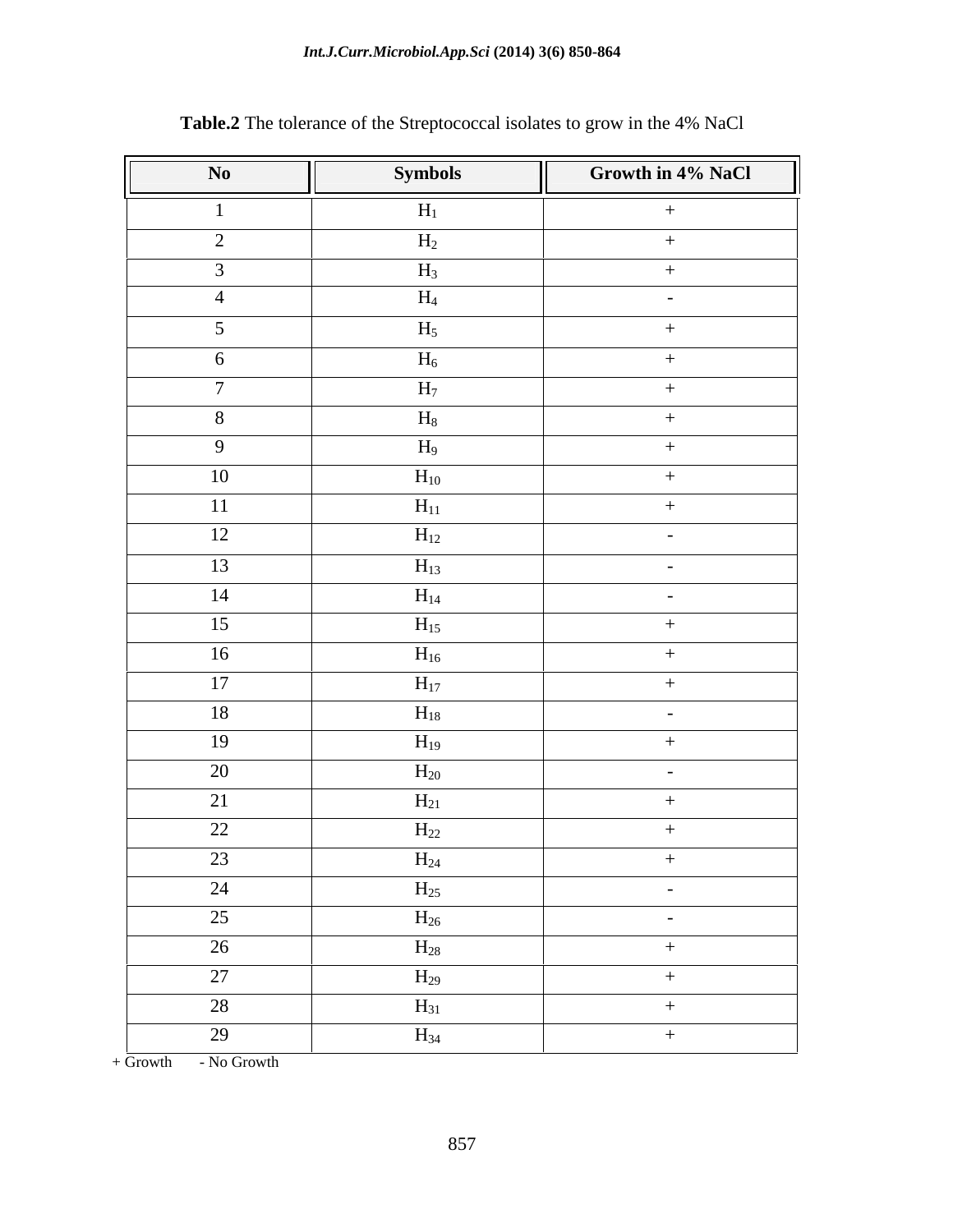**Table.2** The tolerance of the Streptococcal isolates to grow in the 4% NaCl

| No | Symbols | Growth in 4% NaCl |
|---|---|---|
| 1 | $H_1$ | + |
| 2 | $H_2$ | + |
| 3 | $H_3$ | + |
| 4 | $H_4$ | - |
| 5 | $H_5$ | + |
| 6 | $H_6$ | + |
| 7 | $H_7$ | + |
| 8 | $H_8$ | + |
| 9 | $H_9$ | + |
| 10 | $H_{10}$ | + |
| 11 | $H_{11}$ | + |
| 12 | $H_{12}$ | - |
| 13 | $H_{13}$ | - |
| 14 | $H_{14}$ | - |
| 15 | $H_{15}$ | + |
| 16 | $H_{16}$ | + |
| 17 | $H_{17}$ | + |
| 18 | $H_{18}$ | - |
| 19 | $H_{19}$ | + |
| 20 | $H_{20}$ | - |
| 21 | $H_{21}$ | + |
| 22 | $H_{22}$ | + |
| 23 | $H_{24}$ | + |
| 24 | $H_{25}$ | - |
| 25 | $H_{26}$ | - |
| 26 | $H_{28}$ | + |
| 27 | $H_{29}$ | + |
| 28 | $H_{31}$ | + |
| 29 | $H_{34}$ | + |

+ Growth - No Growth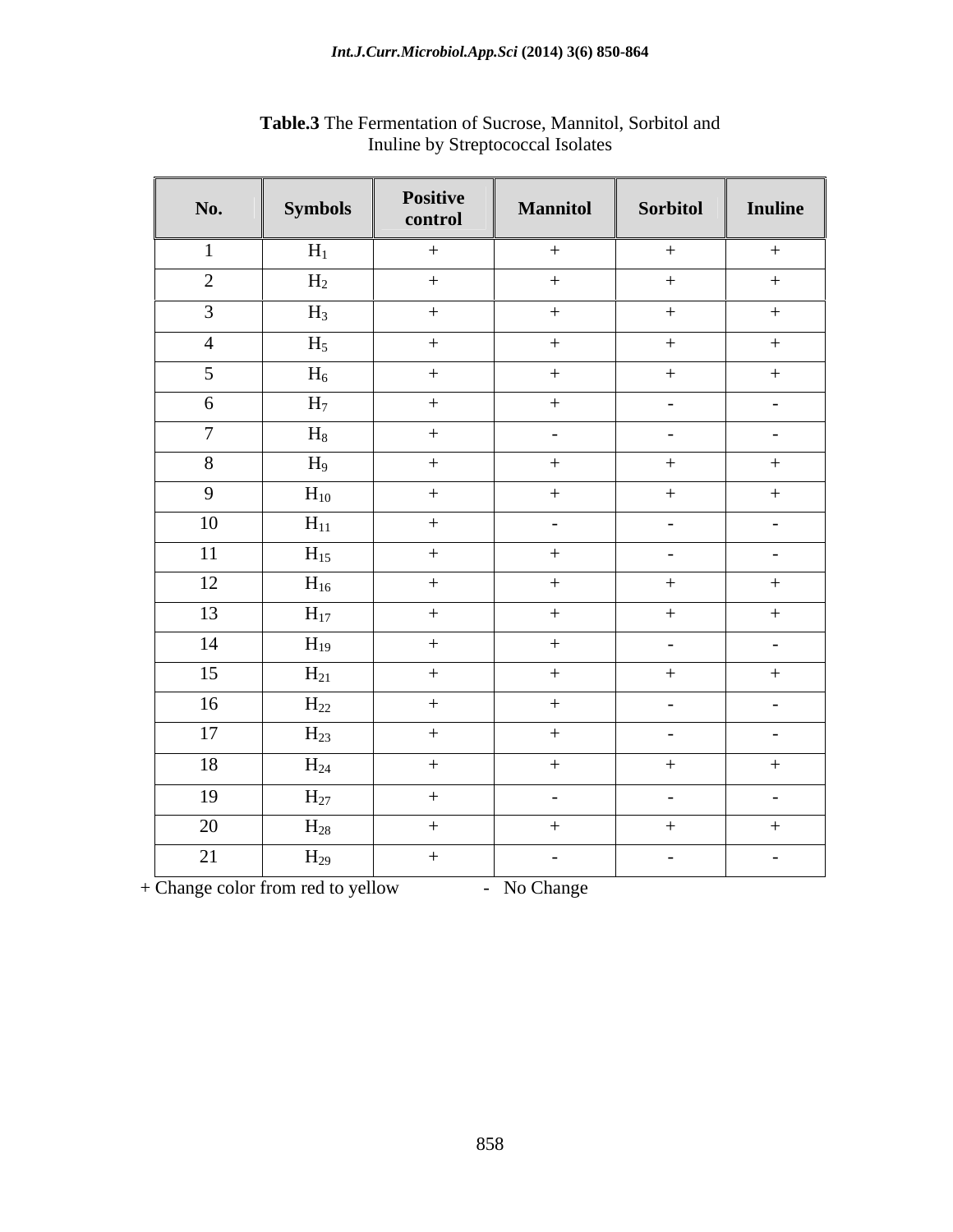**Table.3** The Fermentation of Sucrose, Mannitol, Sorbitol and Inuline by Streptococcal Isolates

| No. | Symbols | Positive control | Mannitol | Sorbitol | Inuline |
|---|---|---|---|---|---|
| 1 | $H_1$ | + | + | + | + |
| 2 | $H_2$ | + | + | + | + |
| 3 | $H_3$ | + | + | + | + |
| 4 | $H_5$ | + | + | + | + |
| 5 | $H_6$ | + | + | + | + |
| 6 | $H_7$ | + | + | - | - |
| 7 | $H_8$ | + | - | - | - |
| 8 | $H_9$ | + | + | + | + |
| 9 | $H_{10}$ | + | + | + | + |
| 10 | $H_{11}$ | + | - | - | - |
| 11 | $H_{15}$ | + | + | - | - |
| 12 | $H_{16}$ | + | + | + | + |
| 13 | $H_{17}$ | + | + | + | + |
| 14 | $H_{19}$ | + | + | - | - |
| 15 | $H_{21}$ | + | + | + | + |
| 16 | $H_{22}$ | + | + | - | - |
| 17 | $H_{23}$ | + | + | - | - |
| 18 | $H_{24}$ | + | + | + | + |
| 19 | $H_{27}$ | + | - | - | - |
| 20 | $H_{28}$ | + | + | + | + |
| 21 | $H_{29}$ | + | - | - | - |

+ Change color from red to yellow - No Change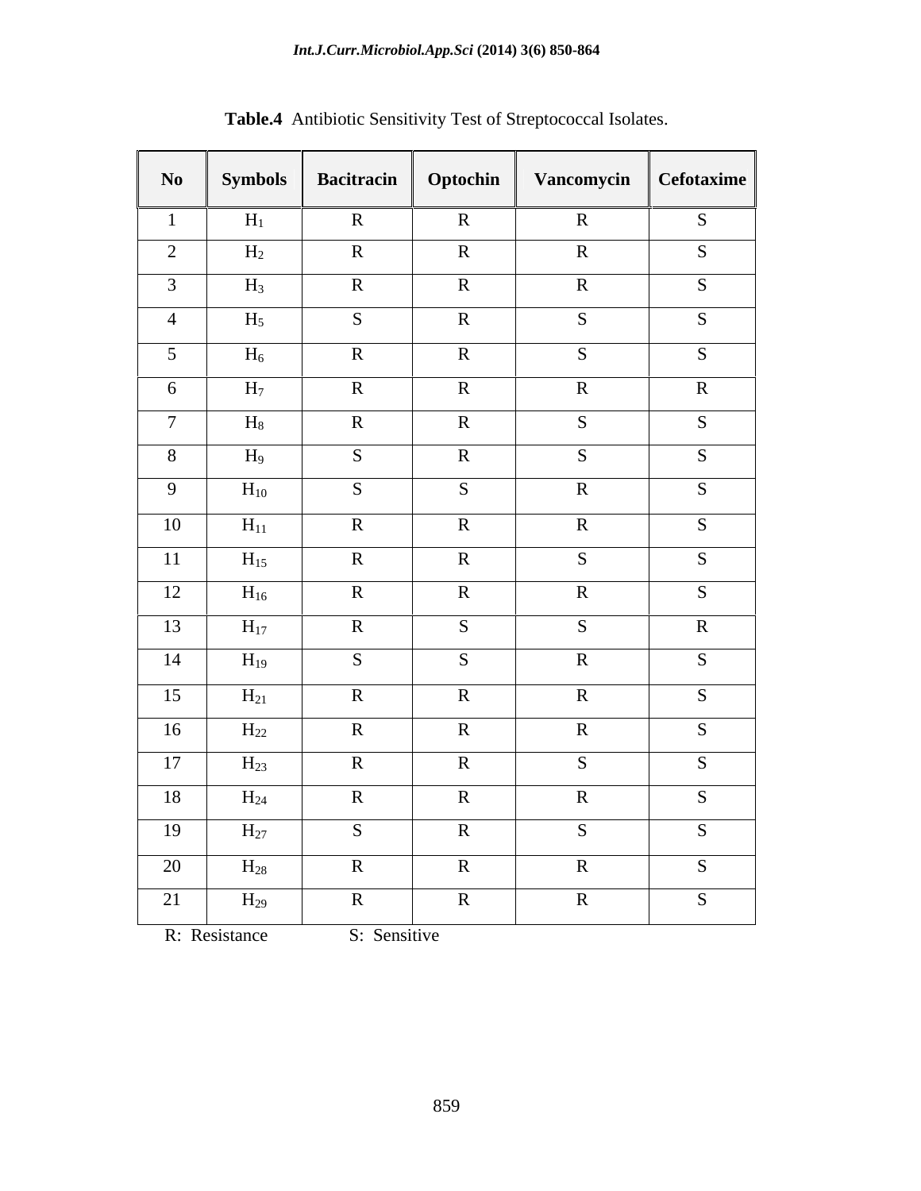**Table.4** Antibiotic Sensitivity Test of Streptococcal Isolates.

| No | Symbols | Bacitracin | Optochin | Vancomycin | Cefotaxime |
|---|---|---|---|---|---|
| 1 | $H_1$ | R | R | R | S |
| 2 | $H_2$ | R | R | R | S |
| 3 | $H_3$ | R | R | R | S |
| 4 | $H_5$ | S | R | S | S |
| 5 | $H_6$ | R | R | S | S |
| 6 | $H_7$ | R | R | R | R |
| 7 | $H_8$ | R | R | S | S |
| 8 | $H_9$ | S | R | S | S |
| 9 | $H_{10}$ | S | S | R | S |
| 10 | $H_{11}$ | R | R | R | S |
| 11 | $H_{15}$ | R | R | S | S |
| 12 | $H_{16}$ | R | R | R | S |
| 13 | $H_{17}$ | R | S | S | R |
| 14 | $H_{19}$ | S | S | R | S |
| 15 | $H_{21}$ | R | R | R | S |
| 16 | $H_{22}$ | R | R | R | S |
| 17 | $H_{23}$ | R | R | S | S |
| 18 | $H_{24}$ | R | R | R | S |
| 19 | $H_{27}$ | S | R | S | S |
| 20 | $H_{28}$ | R | R | R | S |
| 21 | $H_{29}$ | R | R | R | S |

R: Resistance S: Sensitive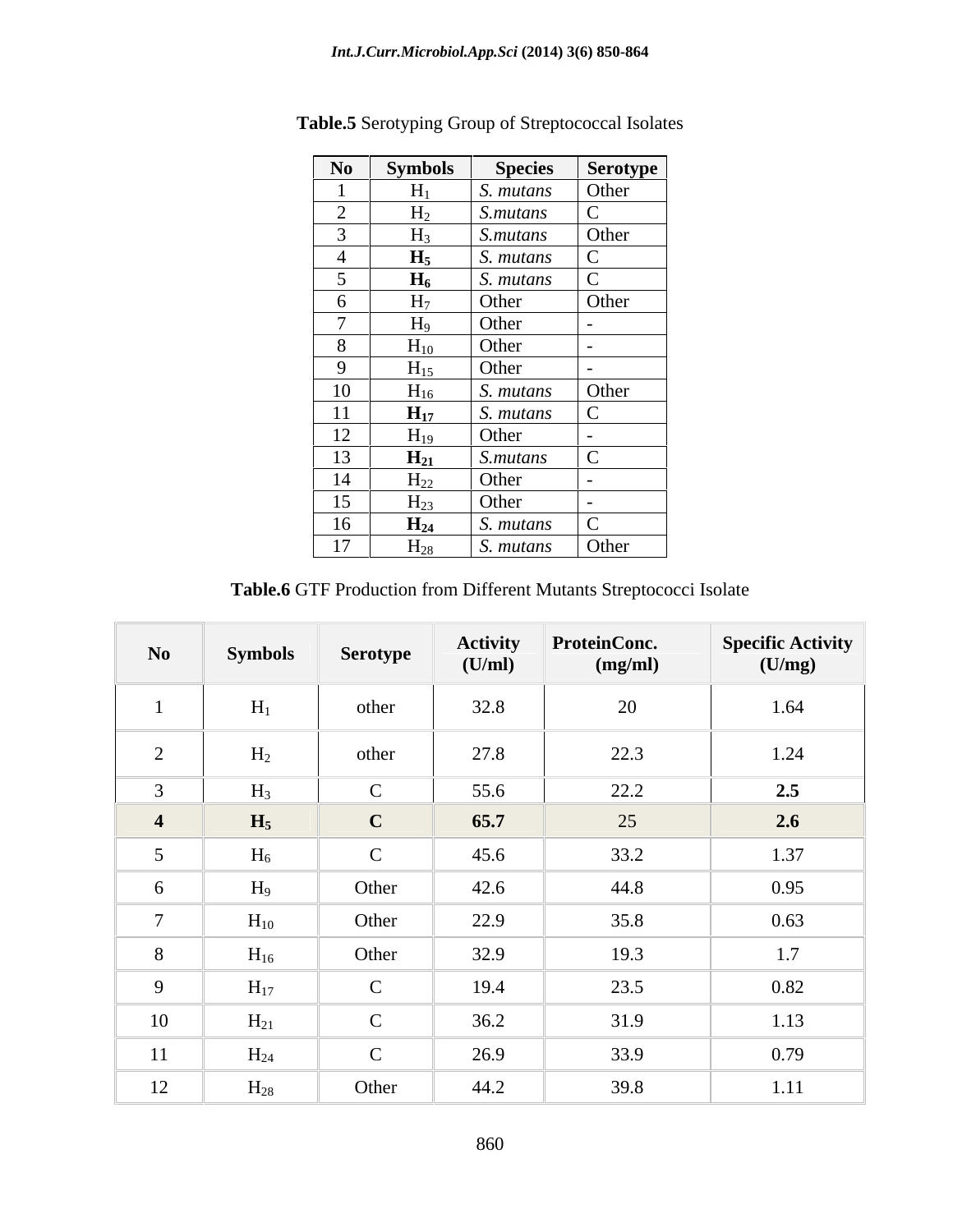**Table.5** Serotyping Group of Streptococcal Isolates

| No | Symbols | Species | Serotype |
|---|---|---|---|
| 1 | $H_1$ | *S. mutans* | Other |
| 2 | $H_2$ | *S.mutans* | C |
| 3 | $H_3$ | *S.mutans* | Other |
| 4 | **$H_5$** | *S. mutans* | C |
| 5 | **$H_6$** | *S. mutans* | C |
| 6 | $H_7$ | Other | Other |
| 7 | $H_9$ | Other | - |
| 8 | $H_{10}$ | Other | - |
| 9 | $H_{15}$ | Other | - |
| 10 | $H_{16}$ | *S. mutans* | Other |
| 11 | **$H_{17}$** | *S. mutans* | C |
| 12 | $H_{19}$ | Other | - |
| 13 | **$H_{21}$** | *S.mutans* | C |
| 14 | $H_{22}$ | Other | - |
| 15 | $H_{23}$ | Other | - |
| 16 | **$H_{24}$** | *S. mutans* | C |
| 17 | $H_{28}$ | *S. mutans* | Other |

**Table.6** GTF Production from Different Mutants Streptococci Isolate

| No | Symbols | Serotype | Activity (U/ml) | ProteinConc. (mg/ml) | Specific Activity (U/mg) |
|---|---|---|---|---|---|
| 1 | $H_1$ | other | 32.8 | 20 | 1.64 |
| 2 | $H_2$ | other | 27.8 | 22.3 | 1.24 |
| 3 | $H_3$ | C | 55.6 | 22.2 | **2.5** |
| **4** | **$H_5$** | **C** | **65.7** | 25 | **2.6** |
| 5 | $H_6$ | C | 45.6 | 33.2 | 1.37 |
| 6 | $H_9$ | Other | 42.6 | 44.8 | 0.95 |
| 7 | $H_{10}$ | Other | 22.9 | 35.8 | 0.63 |
| 8 | $H_{16}$ | Other | 32.9 | 19.3 | 1.7 |
| 9 | $H_{17}$ | C | 19.4 | 23.5 | 0.82 |
| 10 | $H_{21}$ | C | 36.2 | 31.9 | 1.13 |
| 11 | $H_{24}$ | C | 26.9 | 33.9 | 0.79 |
| 12 | $H_{28}$ | Other | 44.2 | 39.8 | 1.11 |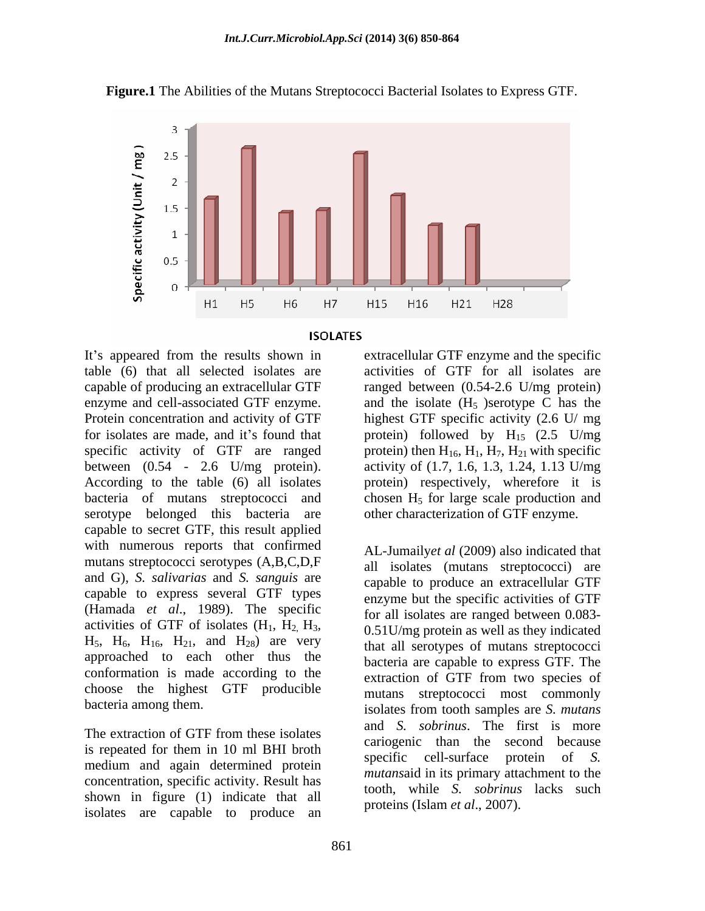**Figure.1** The Abilities of the Mutans Streptococci Bacterial Isolates to Express GTF.

It's appeared from the results shown in table (6) that all selected isolates are capable of producing an extracellular GTF enzyme and cell-associated GTF enzyme. Protein concentration and activity of GTF for isolates are made, and it's found that specific activity of GTF are ranged between (0.54 - 2.6 U/mg protein). According to the table (6) all isolates bacteria of mutans streptococci and serotype belonged this bacteria are capable to secret GTF, this result applied with numerous reports that confirmed mutans streptococci serotypes (A,B,C,D,F and G), *S. salivarias* and *S. sanguis* are capable to express several GTF types (Hamada *et al*., 1989). The specific activities of GTF of isolates ($H_1$, $H_2$, $H_3$, $H_5$, $H_6$, $H_{16}$, $H_{21}$, and $H_{28}$) are very approached to each other thus the conformation is made according to the choose the highest GTF producible bacteria among them.

The extraction of GTF from these isolates is repeated for them in 10 ml BHI broth medium and again determined protein concentration, specific activity. Result has shown in figure (1) indicate that all isolates are capable to produce an extracellular GTF enzyme and the specific activities of GTF for all isolates are ranged between (0.54-2.6 U/mg protein) and the isolate ($H_5$ )serotype C has the highest GTF specific activity (2.6 U/ mg protein) followed by $H_{15}$ (2.5 U/mg protein) then $H_{16}$, $H_1$, $H_7$, $H_{21}$ with specific activity of (1.7, 1.6, 1.3, 1.24, 1.13 U/mg protein) respectively, wherefore it is chosen $H_5$ for large scale production and other characterization of GTF enzyme.

AL-Jumaily*et al* (2009) also indicated that all isolates (mutans streptococci) are capable to produce an extracellular GTF enzyme but the specific activities of GTF for all isolates are ranged between 0.083-0.51U/mg protein as well as they indicated that all serotypes of mutans streptococci bacteria are capable to express GTF. The extraction of GTF from two species of mutans streptococci most commonly isolates from tooth samples are *S. mutans* and *S. sobrinus*. The first is more cariogenic than the second because specific cell-surface protein of *S. mutans*aid in its primary attachment to the tooth, while *S. sobrinus* lacks such proteins (Islam *et al*., 2007).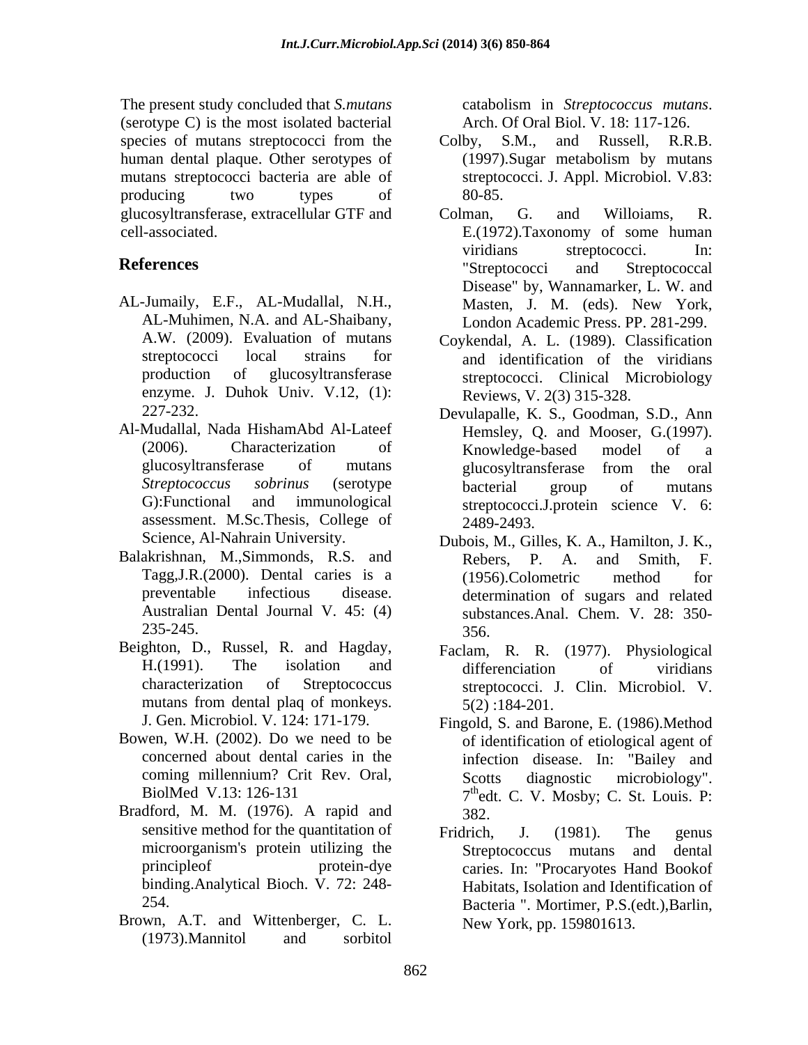The present study concluded that *S.mutans* (serotype C) is the most isolated bacterial species of mutans streptococci from the human dental plaque. Other serotypes of mutans streptococci bacteria are able of producing two types of glucosyltransferase, extracellular GTF and cell-associated.

## References

AL-Jumaily, E.F., AL-Mudallal, N.H., AL-Muhimen, N.A. and AL-Shaibany, A.W. (2009). Evaluation of mutans streptococci local strains for production of glucosyltransferase enzyme. J. Duhok Univ. V.12, (1): 227-232.

Al-Mudallal, Nada HishamAbd Al-Lateef (2006). Characterization of glucosyltransferase of mutans *Streptococcus sobrinus* (serotype G):Functional and immunological assessment. M.Sc.Thesis, College of Science, Al-Nahrain University.

Balakrishnan, M.,Simmonds, R.S. and Tagg,J.R.(2000). Dental caries is a preventable infectious disease. Australian Dental Journal V. 45: (4) 235-245.

Beighton, D., Russel, R. and Hagday, H.(1991). The isolation and characterization of Streptococcus mutans from dental plaq of monkeys. J. Gen. Microbiol. V. 124: 171-179.

Bowen, W.H. (2002). Do we need to be concerned about dental caries in the coming millennium? Crit Rev. Oral, BiolMed V.13: 126-131

Bradford, M. M. (1976). A rapid and sensitive method for the quantitation of microorganism's protein utilizing the principleof protein-dye binding.Analytical Bioch. V. 72: 248-254.

Brown, A.T. and Wittenberger, C. L. (1973).Mannitol and sorbitol catabolism in *Streptococcus mutans*. Arch. Of Oral Biol. V. 18: 117-126.

Colby, S.M., and Russell, R.R.B. (1997).Sugar metabolism by mutans streptococci. J. Appl. Microbiol. V.83: 80-85.

Colman, G. and Willoiams, R. E.(1972).Taxonomy of some human viridians streptococci. In: "Streptococci and Streptococcal Disease" by, Wannamarker, L. W. and Masten, J. M. (eds). New York, London Academic Press. PP. 281-299.

Coykendal, A. L. (1989). Classification and identification of the viridians streptococci. Clinical Microbiology Reviews, V. 2(3) 315-328.

Devulapalle, K. S., Goodman, S.D., Ann Hemsley, Q. and Mooser, G.(1997). Knowledge-based model of a glucosyltransferase from the oral bacterial group of mutans streptococci.J.protein science V. 6: 2489-2493.

Dubois, M., Gilles, K. A., Hamilton, J. K., Rebers, P. A. and Smith, F. (1956).Colometric method for determination of sugars and related substances.Anal. Chem. V. 28: 350-356.

Faclam, R. R. (1977). Physiological differenciation of viridians streptococci. J. Clin. Microbiol. V. 5(2) :184-201.

Fingold, S. and Barone, E. (1986).Method of identification of etiological agent of infection disease. In: "Bailey and Scotts diagnostic microbiology". 7thedt. C. V. Mosby; C. St. Louis. P: 382.

Fridrich, J. (1981). The genus Streptococcus mutans and dental caries. In: "Procaryotes Hand Bookof Habitats, Isolation and Identification of Bacteria ". Mortimer, P.S.(edt.),Barlin, New York, pp. 159801613.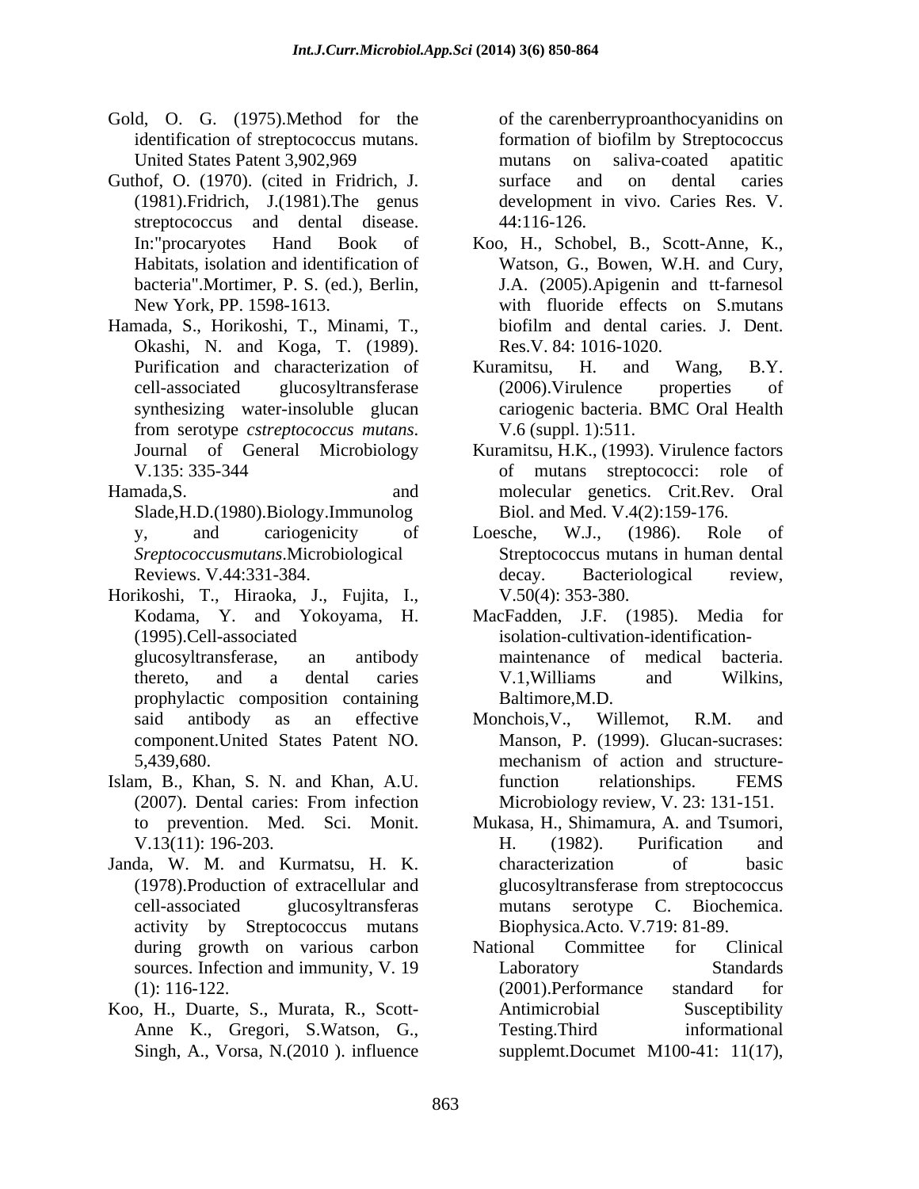Gold, O. G. (1975).Method for the identification of streptococcus mutans. United States Patent 3,902,969

Guthof, O. (1970). (cited in Fridrich, J. (1981).Fridrich, J.(1981).The genus streptococcus and dental disease. In:"procaryotes Hand Book of Habitats, isolation and identification of bacteria".Mortimer, P. S. (ed.), Berlin, New York, PP. 1598-1613.

Hamada, S., Horikoshi, T., Minami, T., Okashi, N. and Koga, T. (1989). Purification and characterization of cell-associated glucosyltransferase synthesizing water-insoluble glucan from serotype *cstreptococcus mutans*. Journal of General Microbiology V.135: 335-344

Hamada,S. and Slade,H.D.(1980).Biology.Immunolog y, and cariogenicity of *Sreptococcusmutans*.Microbiological Reviews. V.44:331-384.

Horikoshi, T., Hiraoka, J., Fujita, I., Kodama, Y. and Yokoyama, H. (1995).Cell-associated glucosyltransferase, an antibody thereto, and a dental caries prophylactic composition containing said antibody as an effective component.United States Patent NO. 5,439,680.

Islam, B., Khan, S. N. and Khan, A.U. (2007). Dental caries: From infection to prevention. Med. Sci. Monit. V.13(11): 196-203.

Janda, W. M. and Kurmatsu, H. K. (1978).Production of extracellular and cell-associated glucosyltransferas activity by Streptococcus mutans during growth on various carbon sources. Infection and immunity, V. 19 (1): 116-122.

Koo, H., Duarte, S., Murata, R., Scott-Anne K., Gregori, S.Watson, G., Singh, A., Vorsa, N.(2010 ). influence of the carenberryproanthocyanidins on formation of biofilm by Streptococcus mutans on saliva-coated apatitic surface and on dental caries development in vivo. Caries Res. V. 44:116-126.

Koo, H., Schobel, B., Scott-Anne, K., Watson, G., Bowen, W.H. and Cury, J.A. (2005).Apigenin and tt-farnesol with fluoride effects on S.mutans biofilm and dental caries. J. Dent. Res.V. 84: 1016-1020.

Kuramitsu, H. and Wang, B.Y. (2006).Virulence properties of cariogenic bacteria. BMC Oral Health V.6 (suppl. 1):511.

Kuramitsu, H.K., (1993). Virulence factors of mutans streptococci: role of molecular genetics. Crit.Rev. Oral Biol. and Med. V.4(2):159-176.

Loesche, W.J., (1986). Role of Streptococcus mutans in human dental decay. Bacteriological review, V.50(4): 353-380.

MacFadden, J.F. (1985). Media for isolation-cultivation-identification-maintenance of medical bacteria. V.1,Williams and Wilkins, Baltimore,M.D.

Monchois,V., Willemot, R.M. and Manson, P. (1999). Glucan-sucrases: mechanism of action and structure-function relationships. FEMS Microbiology review, V. 23: 131-151.

Mukasa, H., Shimamura, A. and Tsumori, H. (1982). Purification and characterization of basic glucosyltransferase from streptococcus mutans serotype C. Biochemica. Biophysica.Acto. V.719: 81-89.

National Committee for Clinical Laboratory Standards (2001).Performance standard for Antimicrobial Susceptibility Testing.Third informational supplemt.Documet M100-41: 11(17),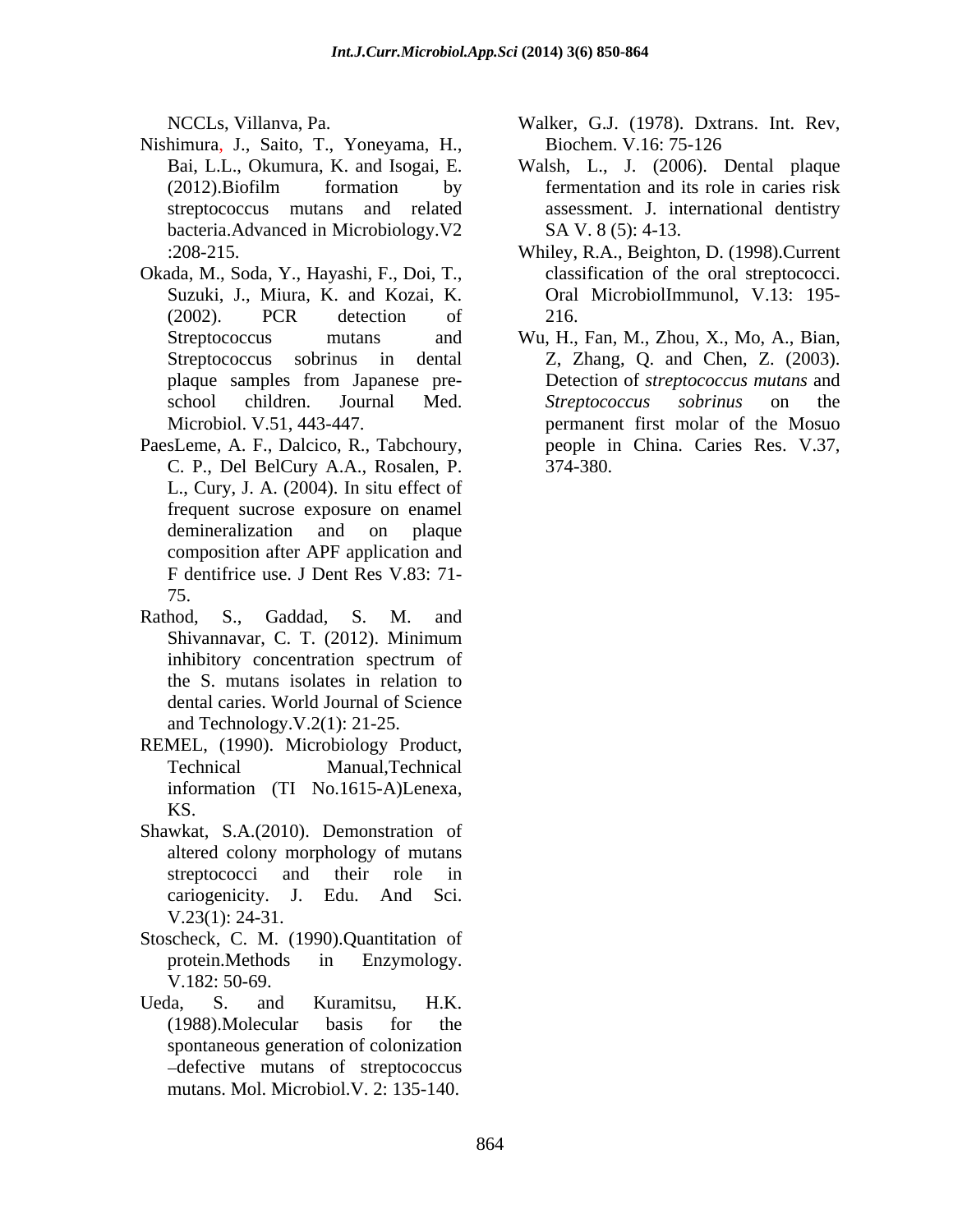NCCLs, Villanva, Pa.

Nishimura, J., Saito, T., Yoneyama, H., Bai, L.L., Okumura, K. and Isogai, E. (2012).Biofilm formation by streptococcus mutans and related bacteria.Advanced in Microbiology.V2 :208-215.

Okada, M., Soda, Y., Hayashi, F., Doi, T., Suzuki, J., Miura, K. and Kozai, K. (2002). PCR detection of Streptococcus mutans and Streptococcus sobrinus in dental plaque samples from Japanese pre-school children. Journal Med. Microbiol. V.51, 443-447.

PaesLeme, A. F., Dalcico, R., Tabchoury, C. P., Del BelCury A.A., Rosalen, P. L., Cury, J. A. (2004). In situ effect of frequent sucrose exposure on enamel demineralization and on plaque composition after APF application and F dentifrice use. J Dent Res V.83: 71-75.

Rathod, S., Gaddad, S. M. and Shivannavar, C. T. (2012). Minimum inhibitory concentration spectrum of the S. mutans isolates in relation to dental caries. World Journal of Science and Technology.V.2(1): 21-25.

REMEL, (1990). Microbiology Product, Technical Manual,Technical information (TI No.1615-A)Lenexa, KS.

Shawkat, S.A.(2010). Demonstration of altered colony morphology of mutans streptococci and their role in cariogenicity. J. Edu. And Sci. V.23(1): 24-31.

Stoscheck, C. M. (1990).Quantitation of protein.Methods in Enzymology. V.182: 50-69.

Ueda, S. and Kuramitsu, H.K. (1988).Molecular basis for the spontaneous generation of colonization –defective mutans of streptococcus mutans. Mol. Microbiol.V. 2: 135-140.

Walker, G.J. (1978). Dxtrans. Int. Rev, Biochem. V.16: 75-126

Walsh, L., J. (2006). Dental plaque fermentation and its role in caries risk assessment. J. international dentistry SA V. 8 (5): 4-13.

Whiley, R.A., Beighton, D. (1998).Current classification of the oral streptococci. Oral MicrobiolImmunol, V.13: 195-216.

Wu, H., Fan, M., Zhou, X., Mo, A., Bian, Z, Zhang, Q. and Chen, Z. (2003). Detection of *streptococcus mutans* and *Streptococcus sobrinus* on the permanent first molar of the Mosuo people in China. Caries Res. V.37, 374-380.